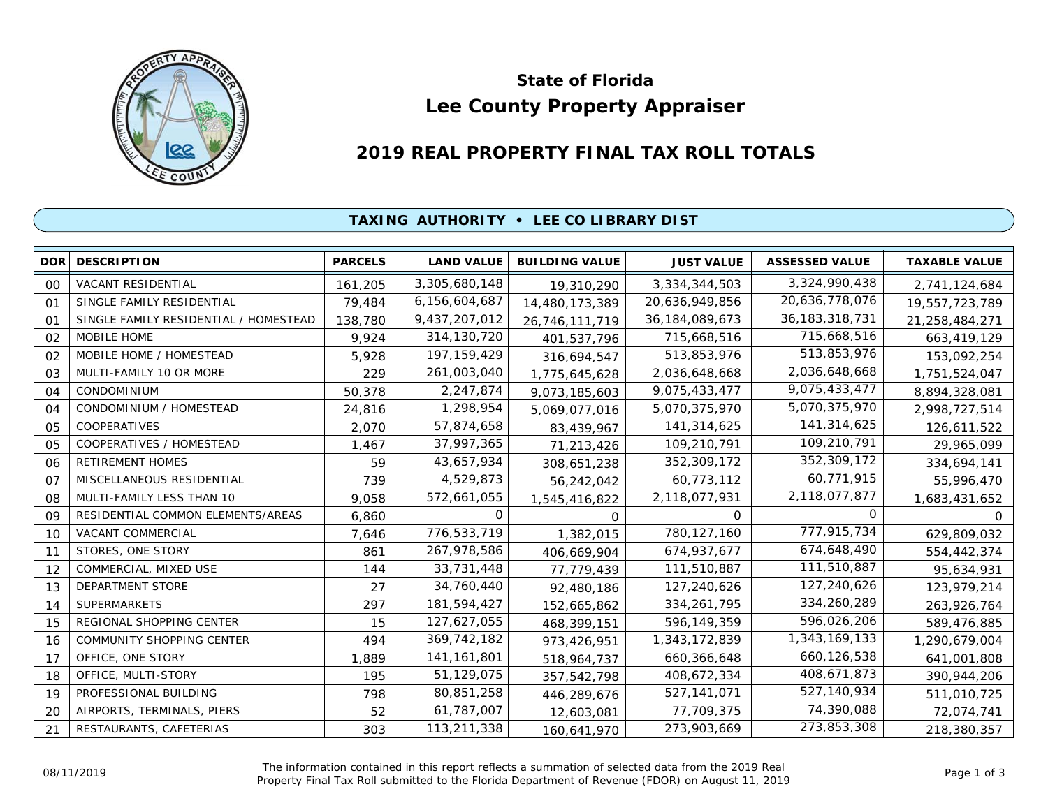# State of Florida
# Lee County Property Appraiser

## 2019 REAL PROPERTY FINAL TAX ROLL TOTALS

### TAXING AUTHORITY • LEE CO LIBRARY DIST

| DOR | DESCRIPTION | PARCELS | LAND VALUE | BUILDING VALUE | JUST VALUE | ASSESSED VALUE | TAXABLE VALUE |
|---|---|---|---|---|---|---|---|
| 00 | VACANT RESIDENTIAL | 161,205 | 3,305,680,148 | 19,310,290 | 3,334,344,503 | 3,324,990,438 | 2,741,124,684 |
| 01 | SINGLE FAMILY RESIDENTIAL | 79,484 | 6,156,604,687 | 14,480,173,389 | 20,636,949,856 | 20,636,778,076 | 19,557,723,789 |
| 01 | SINGLE FAMILY RESIDENTIAL / HOMESTEAD | 138,780 | 9,437,207,012 | 26,746,111,719 | 36,184,089,673 | 36,183,318,731 | 21,258,484,271 |
| 02 | MOBILE HOME | 9,924 | 314,130,720 | 401,537,796 | 715,668,516 | 715,668,516 | 663,419,129 |
| 02 | MOBILE HOME / HOMESTEAD | 5,928 | 197,159,429 | 316,694,547 | 513,853,976 | 513,853,976 | 153,092,254 |
| 03 | MULTI-FAMILY 10 OR MORE | 229 | 261,003,040 | 1,775,645,628 | 2,036,648,668 | 2,036,648,668 | 1,751,524,047 |
| 04 | CONDOMINIUM | 50,378 | 2,247,874 | 9,073,185,603 | 9,075,433,477 | 9,075,433,477 | 8,894,328,081 |
| 04 | CONDOMINIUM / HOMESTEAD | 24,816 | 1,298,954 | 5,069,077,016 | 5,070,375,970 | 5,070,375,970 | 2,998,727,514 |
| 05 | COOPERATIVES | 2,070 | 57,874,658 | 83,439,967 | 141,314,625 | 141,314,625 | 126,611,522 |
| 05 | COOPERATIVES / HOMESTEAD | 1,467 | 37,997,365 | 71,213,426 | 109,210,791 | 109,210,791 | 29,965,099 |
| 06 | RETIREMENT HOMES | 59 | 43,657,934 | 308,651,238 | 352,309,172 | 352,309,172 | 334,694,141 |
| 07 | MISCELLANEOUS RESIDENTIAL | 739 | 4,529,873 | 56,242,042 | 60,773,112 | 60,771,915 | 55,996,470 |
| 08 | MULTI-FAMILY LESS THAN 10 | 9,058 | 572,661,055 | 1,545,416,822 | 2,118,077,931 | 2,118,077,877 | 1,683,431,652 |
| 09 | RESIDENTIAL COMMON ELEMENTS/AREAS | 6,860 | 0 | 0 | 0 | 0 | 0 |
| 10 | VACANT COMMERCIAL | 7,646 | 776,533,719 | 1,382,015 | 780,127,160 | 777,915,734 | 629,809,032 |
| 11 | STORES, ONE STORY | 861 | 267,978,586 | 406,669,904 | 674,937,677 | 674,648,490 | 554,442,374 |
| 12 | COMMERCIAL, MIXED USE | 144 | 33,731,448 | 77,779,439 | 111,510,887 | 111,510,887 | 95,634,931 |
| 13 | DEPARTMENT STORE | 27 | 34,760,440 | 92,480,186 | 127,240,626 | 127,240,626 | 123,979,214 |
| 14 | SUPERMARKETS | 297 | 181,594,427 | 152,665,862 | 334,261,795 | 334,260,289 | 263,926,764 |
| 15 | REGIONAL SHOPPING CENTER | 15 | 127,627,055 | 468,399,151 | 596,149,359 | 596,026,206 | 589,476,885 |
| 16 | COMMUNITY SHOPPING CENTER | 494 | 369,742,182 | 973,426,951 | 1,343,172,839 | 1,343,169,133 | 1,290,679,004 |
| 17 | OFFICE, ONE STORY | 1,889 | 141,161,801 | 518,964,737 | 660,366,648 | 660,126,538 | 641,001,808 |
| 18 | OFFICE, MULTI-STORY | 195 | 51,129,075 | 357,542,798 | 408,672,334 | 408,671,873 | 390,944,206 |
| 19 | PROFESSIONAL BUILDING | 798 | 80,851,258 | 446,289,676 | 527,141,071 | 527,140,934 | 511,010,725 |
| 20 | AIRPORTS, TERMINALS, PIERS | 52 | 61,787,007 | 12,603,081 | 77,709,375 | 74,390,088 | 72,074,741 |
| 21 | RESTAURANTS, CAFETERIAS | 303 | 113,211,338 | 160,641,970 | 273,903,669 | 273,853,308 | 218,380,357 |

08/11/2019

The information contained in this report reflects a summation of selected data from the 2019 Real Property Final Tax Roll submitted to the Florida Department of Revenue (FDOR) on August 11, 2019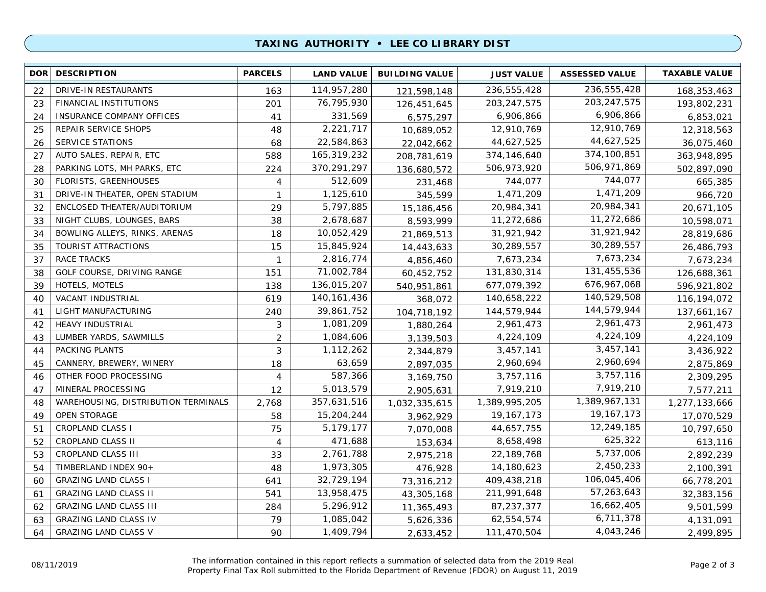## TAXING AUTHORITY • LEE CO LIBRARY DIST

| DOR | DESCRIPTION | PARCELS | LAND VALUE | BUILDING VALUE | JUST VALUE | ASSESSED VALUE | TAXABLE VALUE |
|---|---|---|---|---|---|---|---|
| 22 | DRIVE-IN RESTAURANTS | 163 | 114,957,280 | 121,598,148 | 236,555,428 | 236,555,428 | 168,353,463 |
| 23 | FINANCIAL INSTITUTIONS | 201 | 76,795,930 | 126,451,645 | 203,247,575 | 203,247,575 | 193,802,231 |
| 24 | INSURANCE COMPANY OFFICES | 41 | 331,569 | 6,575,297 | 6,906,866 | 6,906,866 | 6,853,021 |
| 25 | REPAIR SERVICE SHOPS | 48 | 2,221,717 | 10,689,052 | 12,910,769 | 12,910,769 | 12,318,563 |
| 26 | SERVICE STATIONS | 68 | 22,584,863 | 22,042,662 | 44,627,525 | 44,627,525 | 36,075,460 |
| 27 | AUTO SALES, REPAIR, ETC | 588 | 165,319,232 | 208,781,619 | 374,146,640 | 374,100,851 | 363,948,895 |
| 28 | PARKING LOTS, MH PARKS, ETC | 224 | 370,291,297 | 136,680,572 | 506,973,920 | 506,971,869 | 502,897,090 |
| 30 | FLORISTS, GREENHOUSES | 4 | 512,609 | 231,468 | 744,077 | 744,077 | 665,385 |
| 31 | DRIVE-IN THEATER, OPEN STADIUM | 1 | 1,125,610 | 345,599 | 1,471,209 | 1,471,209 | 966,720 |
| 32 | ENCLOSED THEATER/AUDITORIUM | 29 | 5,797,885 | 15,186,456 | 20,984,341 | 20,984,341 | 20,671,105 |
| 33 | NIGHT CLUBS, LOUNGES, BARS | 38 | 2,678,687 | 8,593,999 | 11,272,686 | 11,272,686 | 10,598,071 |
| 34 | BOWLING ALLEYS, RINKS, ARENAS | 18 | 10,052,429 | 21,869,513 | 31,921,942 | 31,921,942 | 28,819,686 |
| 35 | TOURIST ATTRACTIONS | 15 | 15,845,924 | 14,443,633 | 30,289,557 | 30,289,557 | 26,486,793 |
| 37 | RACE TRACKS | 1 | 2,816,774 | 4,856,460 | 7,673,234 | 7,673,234 | 7,673,234 |
| 38 | GOLF COURSE, DRIVING RANGE | 151 | 71,002,784 | 60,452,752 | 131,830,314 | 131,455,536 | 126,688,361 |
| 39 | HOTELS, MOTELS | 138 | 136,015,207 | 540,951,861 | 677,079,392 | 676,967,068 | 596,921,802 |
| 40 | VACANT INDUSTRIAL | 619 | 140,161,436 | 368,072 | 140,658,222 | 140,529,508 | 116,194,072 |
| 41 | LIGHT MANUFACTURING | 240 | 39,861,752 | 104,718,192 | 144,579,944 | 144,579,944 | 137,661,167 |
| 42 | HEAVY INDUSTRIAL | 3 | 1,081,209 | 1,880,264 | 2,961,473 | 2,961,473 | 2,961,473 |
| 43 | LUMBER YARDS, SAWMILLS | 2 | 1,084,606 | 3,139,503 | 4,224,109 | 4,224,109 | 4,224,109 |
| 44 | PACKING PLANTS | 3 | 1,112,262 | 2,344,879 | 3,457,141 | 3,457,141 | 3,436,922 |
| 45 | CANNERY, BREWERY, WINERY | 18 | 63,659 | 2,897,035 | 2,960,694 | 2,960,694 | 2,875,869 |
| 46 | OTHER FOOD PROCESSING | 4 | 587,366 | 3,169,750 | 3,757,116 | 3,757,116 | 2,309,295 |
| 47 | MINERAL PROCESSING | 12 | 5,013,579 | 2,905,631 | 7,919,210 | 7,919,210 | 7,577,211 |
| 48 | WAREHOUSING, DISTRIBUTION TERMINALS | 2,768 | 357,631,516 | 1,032,335,615 | 1,389,995,205 | 1,389,967,131 | 1,277,133,666 |
| 49 | OPEN STORAGE | 58 | 15,204,244 | 3,962,929 | 19,167,173 | 19,167,173 | 17,070,529 |
| 51 | CROPLAND CLASS I | 75 | 5,179,177 | 7,070,008 | 44,657,755 | 12,249,185 | 10,797,650 |
| 52 | CROPLAND CLASS II | 4 | 471,688 | 153,634 | 8,658,498 | 625,322 | 613,116 |
| 53 | CROPLAND CLASS III | 33 | 2,761,788 | 2,975,218 | 22,189,768 | 5,737,006 | 2,892,239 |
| 54 | TIMBERLAND INDEX 90+ | 48 | 1,973,305 | 476,928 | 14,180,623 | 2,450,233 | 2,100,391 |
| 60 | GRAZING LAND CLASS I | 641 | 32,729,194 | 73,316,212 | 409,438,218 | 106,045,406 | 66,778,201 |
| 61 | GRAZING LAND CLASS II | 541 | 13,958,475 | 43,305,168 | 211,991,648 | 57,263,643 | 32,383,156 |
| 62 | GRAZING LAND CLASS III | 284 | 5,296,912 | 11,365,493 | 87,237,377 | 16,662,405 | 9,501,599 |
| 63 | GRAZING LAND CLASS IV | 79 | 1,085,042 | 5,626,336 | 62,554,574 | 6,711,378 | 4,131,091 |
| 64 | GRAZING LAND CLASS V | 90 | 1,409,794 | 2,633,452 | 111,470,504 | 4,043,246 | 2,499,895 |

08/11/2019

The information contained in this report reflects a summation of selected data from the 2019 Real Property Final Tax Roll submitted to the Florida Department of Revenue (FDOR) on August 11, 2019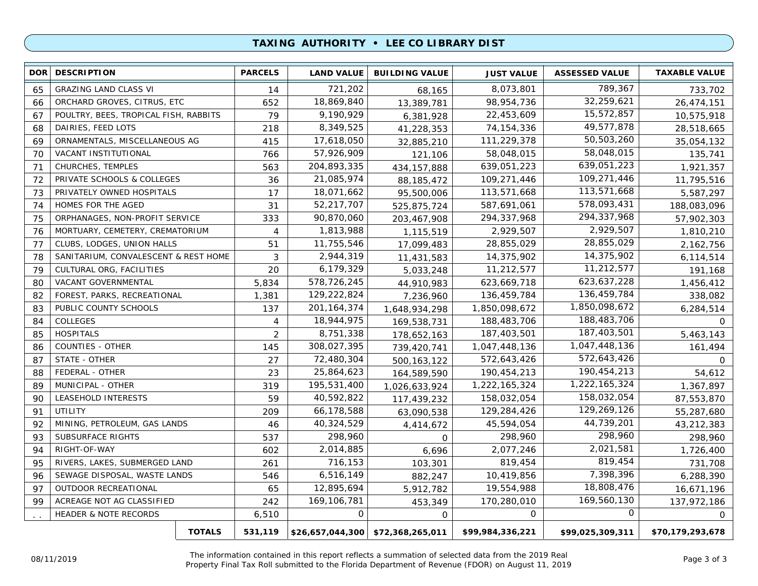## TAXING AUTHORITY • LEE CO LIBRARY DIST

| DOR | DESCRIPTION | PARCELS | LAND VALUE | BUILDING VALUE | JUST VALUE | ASSESSED VALUE | TAXABLE VALUE |
|---|---|---|---|---|---|---|---|
| 65 | GRAZING LAND CLASS VI | 14 | 721,202 | 68,165 | 8,073,801 | 789,367 | 733,702 |
| 66 | ORCHARD GROVES, CITRUS, ETC | 652 | 18,869,840 | 13,389,781 | 98,954,736 | 32,259,621 | 26,474,151 |
| 67 | POULTRY, BEES, TROPICAL FISH, RABBITS | 79 | 9,190,929 | 6,381,928 | 22,453,609 | 15,572,857 | 10,575,918 |
| 68 | DAIRIES, FEED LOTS | 218 | 8,349,525 | 41,228,353 | 74,154,336 | 49,577,878 | 28,518,665 |
| 69 | ORNAMENTALS, MISCELLANEOUS AG | 415 | 17,618,050 | 32,885,210 | 111,229,378 | 50,503,260 | 35,054,132 |
| 70 | VACANT INSTITUTIONAL | 766 | 57,926,909 | 121,106 | 58,048,015 | 58,048,015 | 135,741 |
| 71 | CHURCHES, TEMPLES | 563 | 204,893,335 | 434,157,888 | 639,051,223 | 639,051,223 | 1,921,357 |
| 72 | PRIVATE SCHOOLS & COLLEGES | 36 | 21,085,974 | 88,185,472 | 109,271,446 | 109,271,446 | 11,795,516 |
| 73 | PRIVATELY OWNED HOSPITALS | 17 | 18,071,662 | 95,500,006 | 113,571,668 | 113,571,668 | 5,587,297 |
| 74 | HOMES FOR THE AGED | 31 | 52,217,707 | 525,875,724 | 587,691,061 | 578,093,431 | 188,083,096 |
| 75 | ORPHANAGES, NON-PROFIT SERVICE | 333 | 90,870,060 | 203,467,908 | 294,337,968 | 294,337,968 | 57,902,303 |
| 76 | MORTUARY, CEMETERY, CREMATORIUM | 4 | 1,813,988 | 1,115,519 | 2,929,507 | 2,929,507 | 1,810,210 |
| 77 | CLUBS, LODGES, UNION HALLS | 51 | 11,755,546 | 17,099,483 | 28,855,029 | 28,855,029 | 2,162,756 |
| 78 | SANITARIUM, CONVALESCENT & REST HOME | 3 | 2,944,319 | 11,431,583 | 14,375,902 | 14,375,902 | 6,114,514 |
| 79 | CULTURAL ORG, FACILITIES | 20 | 6,179,329 | 5,033,248 | 11,212,577 | 11,212,577 | 191,168 |
| 80 | VACANT GOVERNMENTAL | 5,834 | 578,726,245 | 44,910,983 | 623,669,718 | 623,637,228 | 1,456,412 |
| 82 | FOREST, PARKS, RECREATIONAL | 1,381 | 129,222,824 | 7,236,960 | 136,459,784 | 136,459,784 | 338,082 |
| 83 | PUBLIC COUNTY SCHOOLS | 137 | 201,164,374 | 1,648,934,298 | 1,850,098,672 | 1,850,098,672 | 6,284,514 |
| 84 | COLLEGES | 4 | 18,944,975 | 169,538,731 | 188,483,706 | 188,483,706 | 0 |
| 85 | HOSPITALS | 2 | 8,751,338 | 178,652,163 | 187,403,501 | 187,403,501 | 5,463,143 |
| 86 | COUNTIES - OTHER | 145 | 308,027,395 | 739,420,741 | 1,047,448,136 | 1,047,448,136 | 161,494 |
| 87 | STATE - OTHER | 27 | 72,480,304 | 500,163,122 | 572,643,426 | 572,643,426 | 0 |
| 88 | FEDERAL - OTHER | 23 | 25,864,623 | 164,589,590 | 190,454,213 | 190,454,213 | 54,612 |
| 89 | MUNICIPAL - OTHER | 319 | 195,531,400 | 1,026,633,924 | 1,222,165,324 | 1,222,165,324 | 1,367,897 |
| 90 | LEASEHOLD INTERESTS | 59 | 40,592,822 | 117,439,232 | 158,032,054 | 158,032,054 | 87,553,870 |
| 91 | UTILITY | 209 | 66,178,588 | 63,090,538 | 129,284,426 | 129,269,126 | 55,287,680 |
| 92 | MINING, PETROLEUM, GAS LANDS | 46 | 40,324,529 | 4,414,672 | 45,594,054 | 44,739,201 | 43,212,383 |
| 93 | SUBSURFACE RIGHTS | 537 | 298,960 | 0 | 298,960 | 298,960 | 298,960 |
| 94 | RIGHT-OF-WAY | 602 | 2,014,885 | 6,696 | 2,077,246 | 2,021,581 | 1,726,400 |
| 95 | RIVERS, LAKES, SUBMERGED LAND | 261 | 716,153 | 103,301 | 819,454 | 819,454 | 731,708 |
| 96 | SEWAGE DISPOSAL, WASTE LANDS | 546 | 6,516,149 | 882,247 | 10,419,856 | 7,398,396 | 6,288,390 |
| 97 | OUTDOOR RECREATIONAL | 65 | 12,895,694 | 5,912,782 | 19,554,988 | 18,808,476 | 16,671,196 |
| 99 | ACREAGE NOT AG CLASSIFIED | 242 | 169,106,781 | 453,349 | 170,280,010 | 169,560,130 | 137,972,186 |
| . . | HEADER & NOTE RECORDS | 6,510 | 0 | 0 | 0 | 0 | 0 |
| | **TOTALS** | **531,119** | **$26,657,044,300** | **$72,368,265,011** | **$99,984,336,221** | **$99,025,309,311** | **$70,179,293,678** |

08/11/2019

The information contained in this report reflects a summation of selected data from the 2019 Real Property Final Tax Roll submitted to the Florida Department of Revenue (FDOR) on August 11, 2019